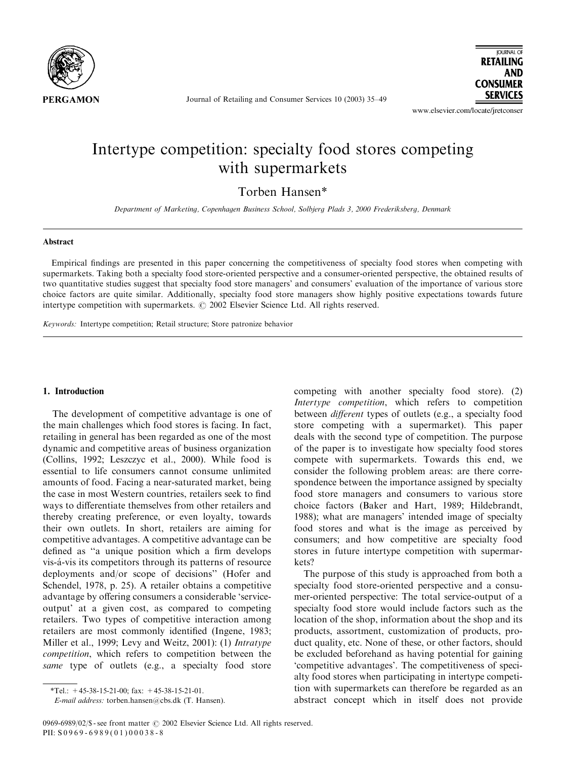# Intertype competition: specialty food stores competing with supermarkets

Torben Hansen*

*Department of Marketing, Copenhagen Business School, Solbjerg Plads 3, 2000 Frederiksberg, Denmark*

## Abstract

Empirical findings are presented in this paper concerning the competitiveness of specialty food stores when competing with supermarkets. Taking both a specialty food store-oriented perspective and a consumer-oriented perspective, the obtained results of two quantitative studies suggest that specialty food store managers' and consumers' evaluation of the importance of various store choice factors are quite similar. Additionally, specialty food store managers show highly positive expectations towards future intertype competition with supermarkets. © 2002 Elsevier Science Ltd. All rights reserved.

*Keywords:* Intertype competition; Retail structure; Store patronize behavior

## 1. Introduction

The development of competitive advantage is one of the main challenges which food stores is facing. In fact, retailing in general has been regarded as one of the most dynamic and competitive areas of business organization (Collins, 1992; Leszczyc et al., 2000). While food is essential to life consumers cannot consume unlimited amounts of food. Facing a near-saturated market, being the case in most Western countries, retailers seek to find ways to differentiate themselves from other retailers and thereby creating preference, or even loyalty, towards their own outlets. In short, retailers are aiming for competitive advantages. A competitive advantage can be defined as "a unique position which a firm develops vis-á-vis its competitors through its patterns of resource deployments and/or scope of decisions" (Hofer and Schendel, 1978, p. 25). A retailer obtains a competitive advantage by offering consumers a considerable 'service-output' at a given cost, as compared to competing retailers. Two types of competitive interaction among retailers are most commonly identified (Ingene, 1983; Miller et al., 1999; Levy and Weitz, 2001): (1) *Intratype competition*, which refers to competition between the *same* type of outlets (e.g., a specialty food store competing with another specialty food store). (2) *Intertype competition*, which refers to competition between *different* types of outlets (e.g., a specialty food store competing with a supermarket). This paper deals with the second type of competition. The purpose of the paper is to investigate how specialty food stores compete with supermarkets. Towards this end, we consider the following problem areas: are there correspondence between the importance assigned by specialty food store managers and consumers to various store choice factors (Baker and Hart, 1989; Hildebrandt, 1988); what are managers' intended image of specialty food stores and what is the image as perceived by consumers; and how competitive are specialty food stores in future intertype competition with supermarkets?

The purpose of this study is approached from both a specialty food store-oriented perspective and a consumer-oriented perspective: The total service-output of a specialty food store would include factors such as the location of the shop, information about the shop and its products, assortment, customization of products, product quality, etc. None of these, or other factors, should be excluded beforehand as having potential for gaining 'competitive advantages'. The competitiveness of specialty food stores when participating in intertype competition with supermarkets can therefore be regarded as an abstract concept which in itself does not provide

*Tel.: +45-38-15-21-00; fax: +45-38-15-21-01.
*E-mail address:* torben.hansen@cbs.dk (T. Hansen).

0969-6989/02/$ - see front matter © 2002 Elsevier Science Ltd. All rights reserved.
PII: S0969-6989(01)00038-8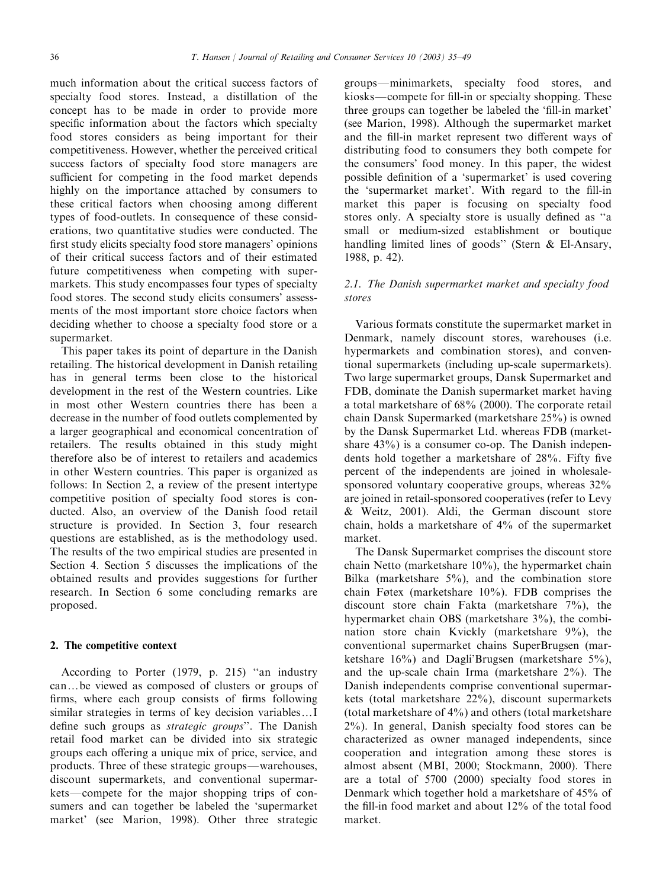much information about the critical success factors of specialty food stores. Instead, a distillation of the concept has to be made in order to provide more specific information about the factors which specialty food stores considers as being important for their competitiveness. However, whether the perceived critical success factors of specialty food store managers are sufficient for competing in the food market depends highly on the importance attached by consumers to these critical factors when choosing among different types of food-outlets. In consequence of these considerations, two quantitative studies were conducted. The first study elicits specialty food store managers' opinions of their critical success factors and of their estimated future competitiveness when competing with supermarkets. This study encompasses four types of specialty food stores. The second study elicits consumers' assessments of the most important store choice factors when deciding whether to choose a specialty food store or a supermarket.

This paper takes its point of departure in the Danish retailing. The historical development in Danish retailing has in general terms been close to the historical development in the rest of the Western countries. Like in most other Western countries there has been a decrease in the number of food outlets complemented by a larger geographical and economical concentration of retailers. The results obtained in this study might therefore also be of interest to retailers and academics in other Western countries. This paper is organized as follows: In Section 2, a review of the present intertype competitive position of specialty food stores is conducted. Also, an overview of the Danish food retail structure is provided. In Section 3, four research questions are established, as is the methodology used. The results of the two empirical studies are presented in Section 4. Section 5 discusses the implications of the obtained results and provides suggestions for further research. In Section 6 some concluding remarks are proposed.

## 2. The competitive context

According to Porter (1979, p. 215) "an industry can… be viewed as composed of clusters or groups of firms, where each group consists of firms following similar strategies in terms of key decision variables… I define such groups as *strategic groups*". The Danish retail food market can be divided into six strategic groups each offering a unique mix of price, service, and products. Three of these strategic groups—warehouses, discount supermarkets, and conventional supermarkets—compete for the major shopping trips of consumers and can together be labeled the 'supermarket market' (see Marion, 1998). Other three strategic groups—minimarkets, specialty food stores, and kiosks—compete for fill-in or specialty shopping. These three groups can together be labeled the 'fill-in market' (see Marion, 1998). Although the supermarket market and the fill-in market represent two different ways of distributing food to consumers they both compete for the consumers' food money. In this paper, the widest possible definition of a 'supermarket' is used covering the 'supermarket market'. With regard to the fill-in market this paper is focusing on specialty food stores only. A specialty store is usually defined as "a small or medium-sized establishment or boutique handling limited lines of goods" (Stern & El-Ansary, 1988, p. 42).

### 2.1. The Danish supermarket market and specialty food stores

Various formats constitute the supermarket market in Denmark, namely discount stores, warehouses (i.e. hypermarkets and combination stores), and conventional supermarkets (including up-scale supermarkets). Two large supermarket groups, Dansk Supermarket and FDB, dominate the Danish supermarket market having a total marketshare of 68% (2000). The corporate retail chain Dansk Supermarked (marketshare 25%) is owned by the Dansk Supermarket Ltd. whereas FDB (marketshare 43%) is a consumer co-op. The Danish independents hold together a marketshare of 28%. Fifty five percent of the independents are joined in wholesale-sponsored voluntary cooperative groups, whereas 32% are joined in retail-sponsored cooperatives (refer to Levy & Weitz, 2001). Aldi, the German discount store chain, holds a marketshare of 4% of the supermarket market.

The Dansk Supermarket comprises the discount store chain Netto (marketshare 10%), the hypermarket chain Bilka (marketshare 5%), and the combination store chain Føtex (marketshare 10%). FDB comprises the discount store chain Fakta (marketshare 7%), the hypermarket chain OBS (marketshare 3%), the combination store chain Kvickly (marketshare 9%), the conventional supermarket chains SuperBrugsen (marketshare 16%) and Dagli'Brugsen (marketshare 5%), and the up-scale chain Irma (marketshare 2%). The Danish independents comprise conventional supermarkets (total marketshare 22%), discount supermarkets (total marketshare of 4%) and others (total marketshare 2%). In general, Danish specialty food stores can be characterized as owner managed independents, since cooperation and integration among these stores is almost absent (MBI, 2000; Stockmann, 2000). There are a total of 5700 (2000) specialty food stores in Denmark which together hold a marketshare of 45% of the fill-in food market and about 12% of the total food market.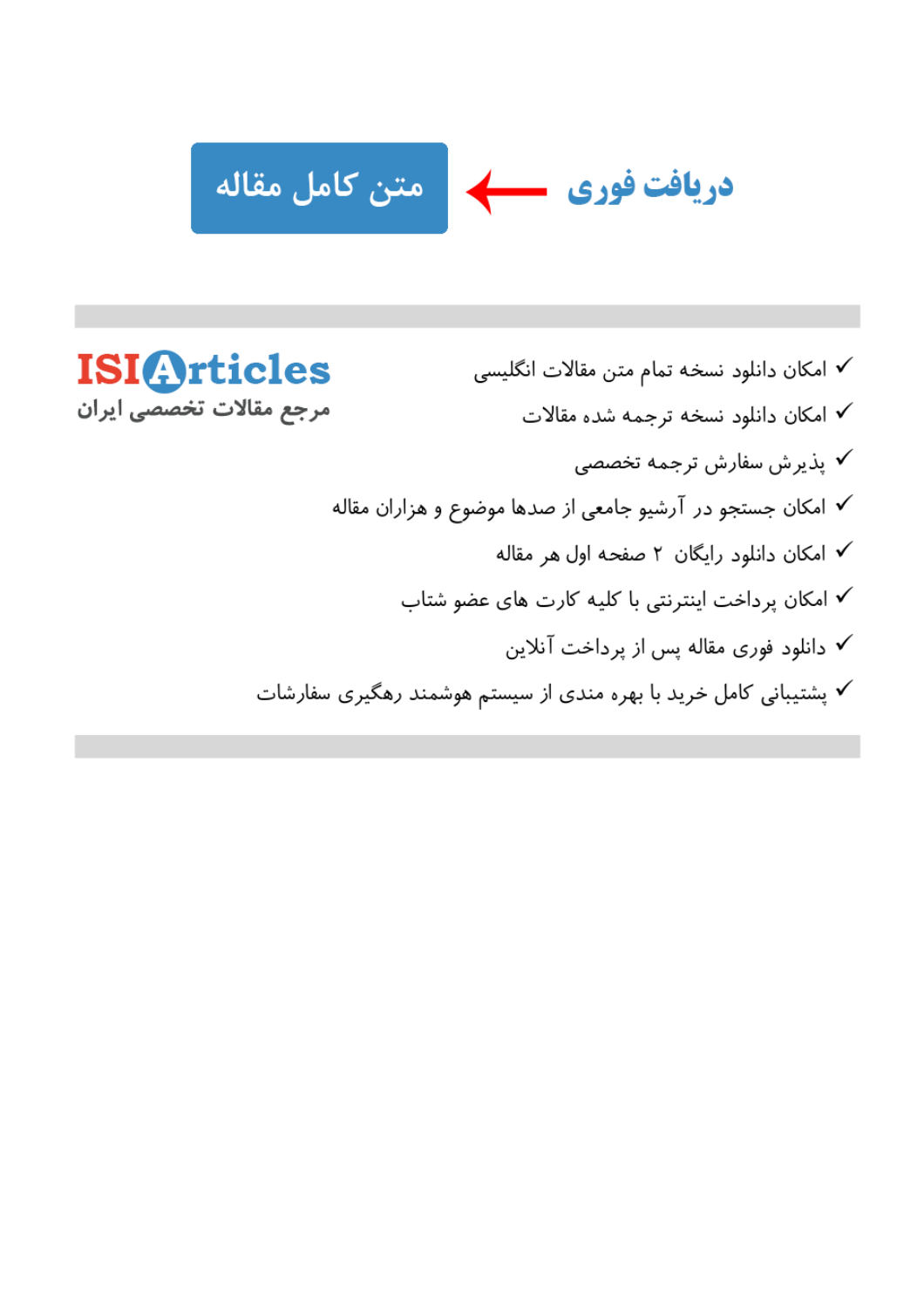دریافت فوری ← **متن کامل مقاله**

**ISIArticles**
مرجع مقالات تخصصی ایران

- ✓ امکان دانلود نسخه تمام متن مقالات انگلیسی
- ✓ امکان دانلود نسخه ترجمه شده مقالات
- ✓ پذیرش سفارش ترجمه تخصصی
- ✓ امکان جستجو در آرشیو جامعی از صدها موضوع و هزاران مقاله
- ✓ امکان دانلود رایگان ۲ صفحه اول هر مقاله
- ✓ امکان پرداخت اینترنتی با کلیه کارت های عضو شتاب
- ✓ دانلود فوری مقاله پس از پرداخت آنلاین
- ✓ پشتیبانی کامل خرید با بهره مندی از سیستم هوشمند رهگیری سفارشات